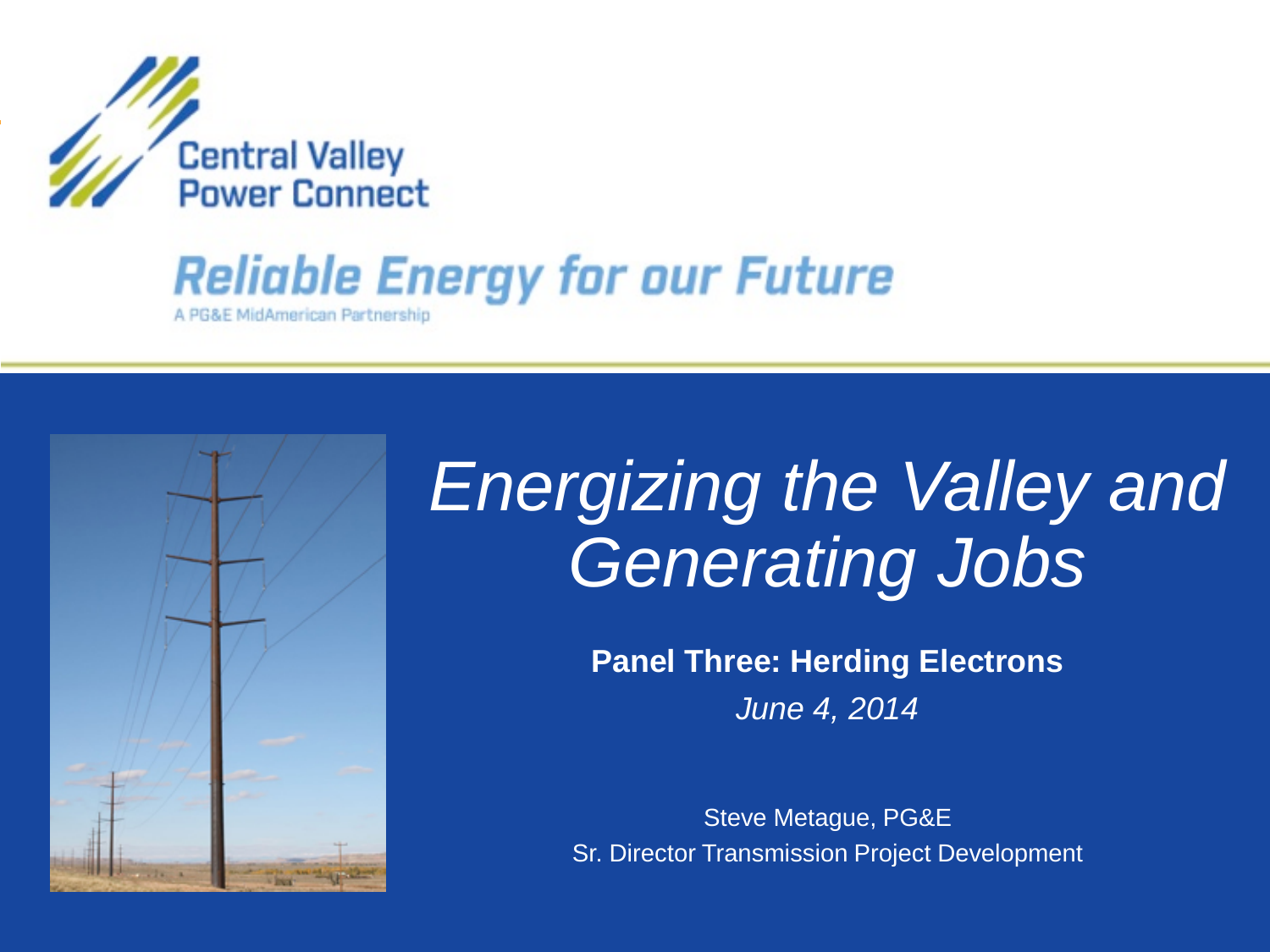Central Valley Power Connect

**Reliable Energy for our Future**

A PG&E MidAmerican Partnership

# *Energizing the Valley and Generating Jobs*

**Panel Three: Herding Electrons**

*June 4, 2014*

Steve Metague, PG&E

Sr. Director Transmission Project Development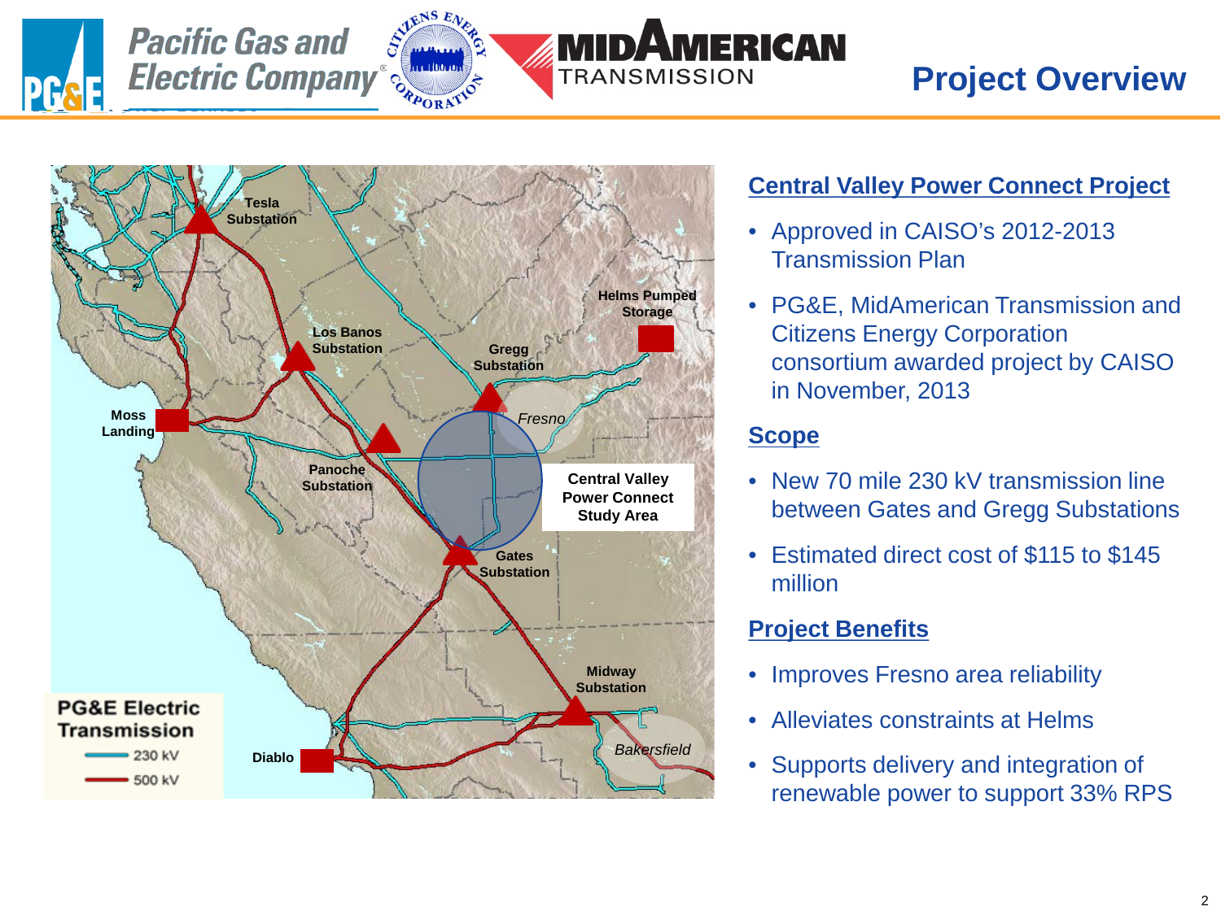# Project Overview

Tesla Substation

Los Banos Substation

Gregg Substation

Helms Pumped Storage

Moss Landing

Fresno

Panoche Substation

Central Valley Power Connect Study Area

Gates Substation

Midway Substation

Bakersfield

Diablo

PG&E Electric Transmission
- 230 kV
- 500 kV

## Central Valley Power Connect Project

- Approved in CAISO's 2012-2013 Transmission Plan
- PG&E, MidAmerican Transmission and Citizens Energy Corporation consortium awarded project by CAISO in November, 2013

## Scope

- New 70 mile 230 kV transmission line between Gates and Gregg Substations
- Estimated direct cost of $115 to $145 million

## Project Benefits

- Improves Fresno area reliability
- Alleviates constraints at Helms
- Supports delivery and integration of renewable power to support 33% RPS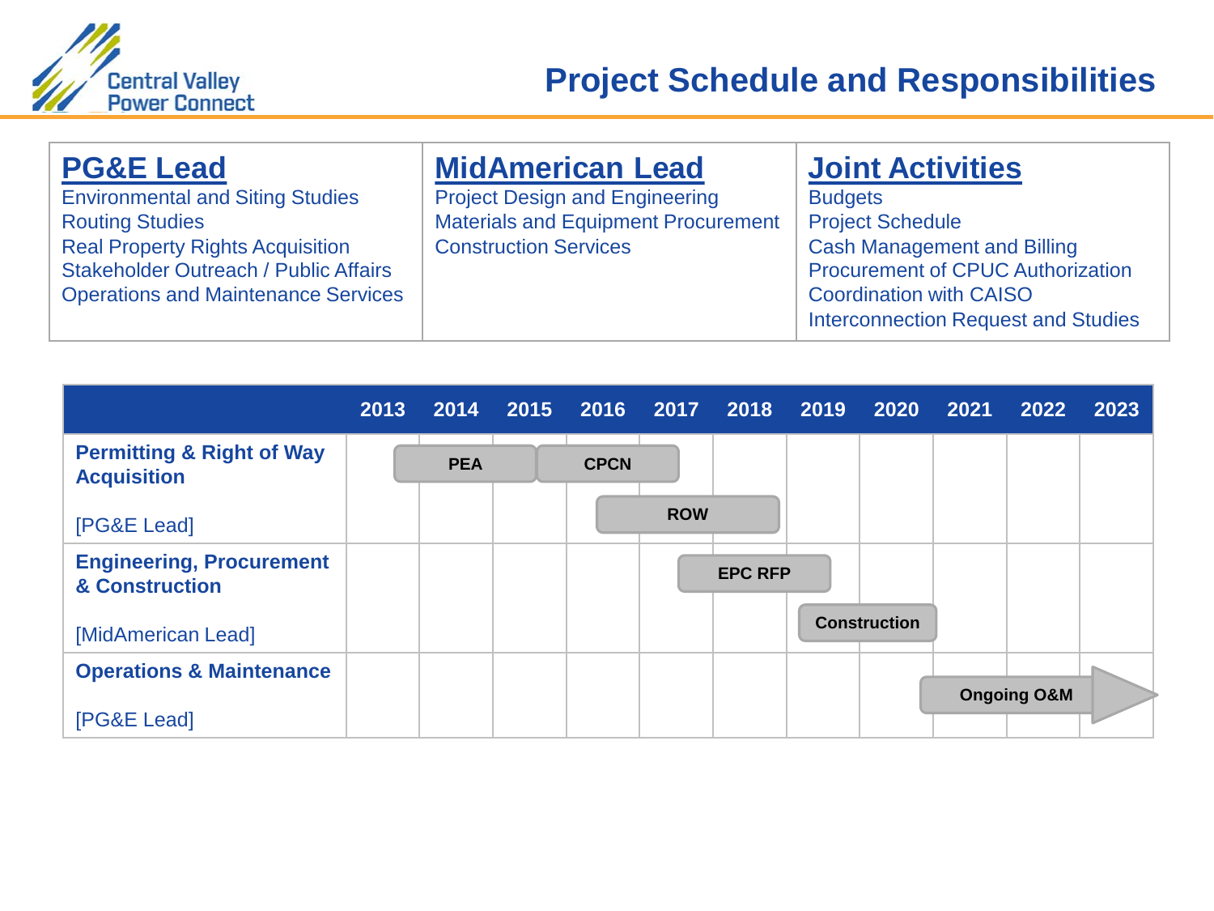# Project Schedule and Responsibilities

| PG&E Lead | MidAmerican Lead | Joint Activities |
|---|---|---|
| Environmental and Siting Studies<br>Routing Studies<br>Real Property Rights Acquisition<br>Stakeholder Outreach / Public Affairs<br>Operations and Maintenance Services | Project Design and Engineering<br>Materials and Equipment Procurement<br>Construction Services | Budgets<br>Project Schedule<br>Cash Management and Billing<br>Procurement of CPUC Authorization<br>Coordination with CAISO<br>Interconnection Request and Studies |

| | 2013 | 2014 | 2015 | 2016 | 2017 | 2018 | 2019 | 2020 | 2021 | 2022 | 2023 |
|---|---|---|---|---|---|---|---|---|---|---|---|
| **Permitting & Right of Way Acquisition**<br>[PG&E Lead] | | PEA | PEA / CPCN | CPCN / ROW | CPCN / ROW | ROW | | | | | |
| **Engineering, Procurement & Construction**<br>[MidAmerican Lead] | | | | | EPC RFP | EPC RFP | EPC RFP / Construction | Construction | | | |
| **Operations & Maintenance**<br>[PG&E Lead] | | | | | | | | | Ongoing O&M | Ongoing O&M | Ongoing O&M → |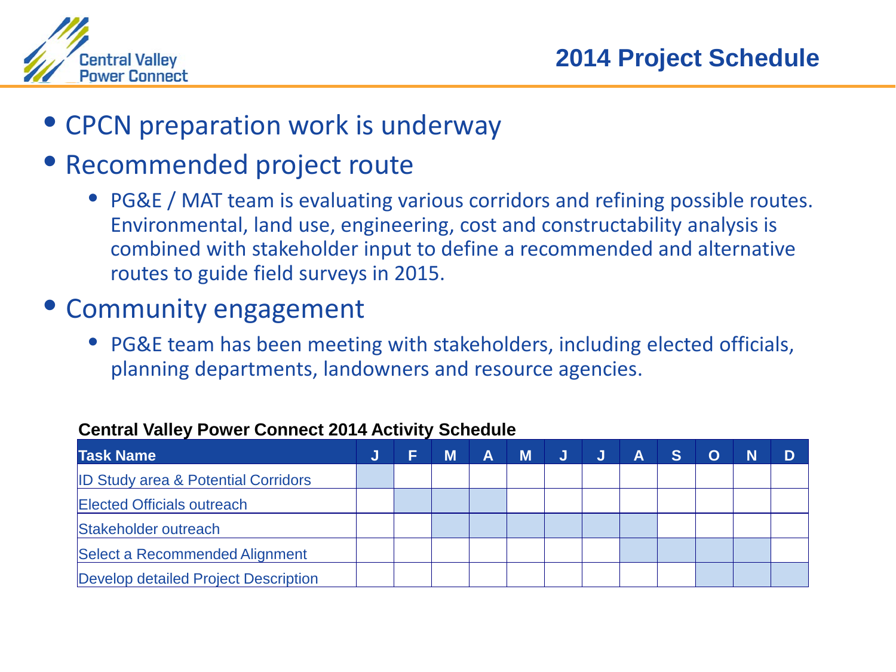# 2014 Project Schedule

- CPCN preparation work is underway
- Recommended project route
  - PG&E / MAT team is evaluating various corridors and refining possible routes. Environmental, land use, engineering, cost and constructability analysis is combined with stakeholder input to define a recommended and alternative routes to guide field surveys in 2015.
- Community engagement
  - PG&E team has been meeting with stakeholders, including elected officials, planning departments, landowners and resource agencies.

**Central Valley Power Connect 2014 Activity Schedule**

| Task Name | J | F | M | A | M | J | J | A | S | O | N | D |
|---|---|---|---|---|---|---|---|---|---|---|---|---|
| ID Study area & Potential Corridors | ■ | | | | | | | | | | | |
| Elected Officials outreach | | ■ | ■ | ■ | | | | | | | | |
| Stakeholder outreach | | | ■ | ■ | ■ | ■ | ■ | ■ | | | | |
| Select a Recommended Alignment | | | | | | | | ■ | ■ | ■ | ■ | |
| Develop detailed Project Description | | | | | | | | | | ■ | ■ | ■ |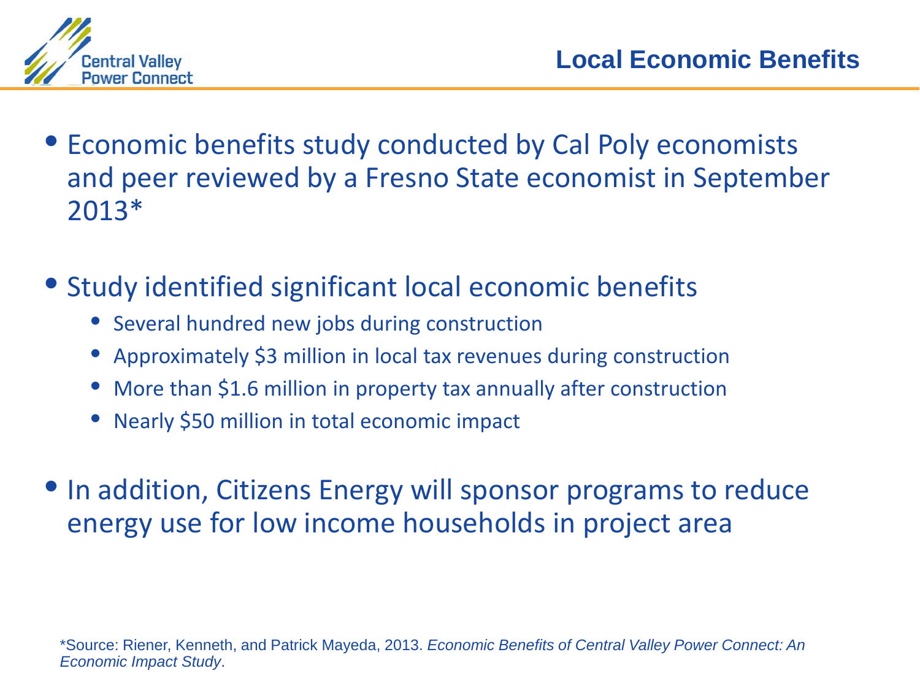Central Valley Power Connect

# Local Economic Benefits

- Economic benefits study conducted by Cal Poly economists and peer reviewed by a Fresno State economist in September 2013*
- Study identified significant local economic benefits
  - Several hundred new jobs during construction
  - Approximately $3 million in local tax revenues during construction
  - More than $1.6 million in property tax annually after construction
  - Nearly $50 million in total economic impact
- In addition, Citizens Energy will sponsor programs to reduce energy use for low income households in project area

*Source: Riener, Kenneth, and Patrick Mayeda, 2013. *Economic Benefits of Central Valley Power Connect: An Economic Impact Study*.